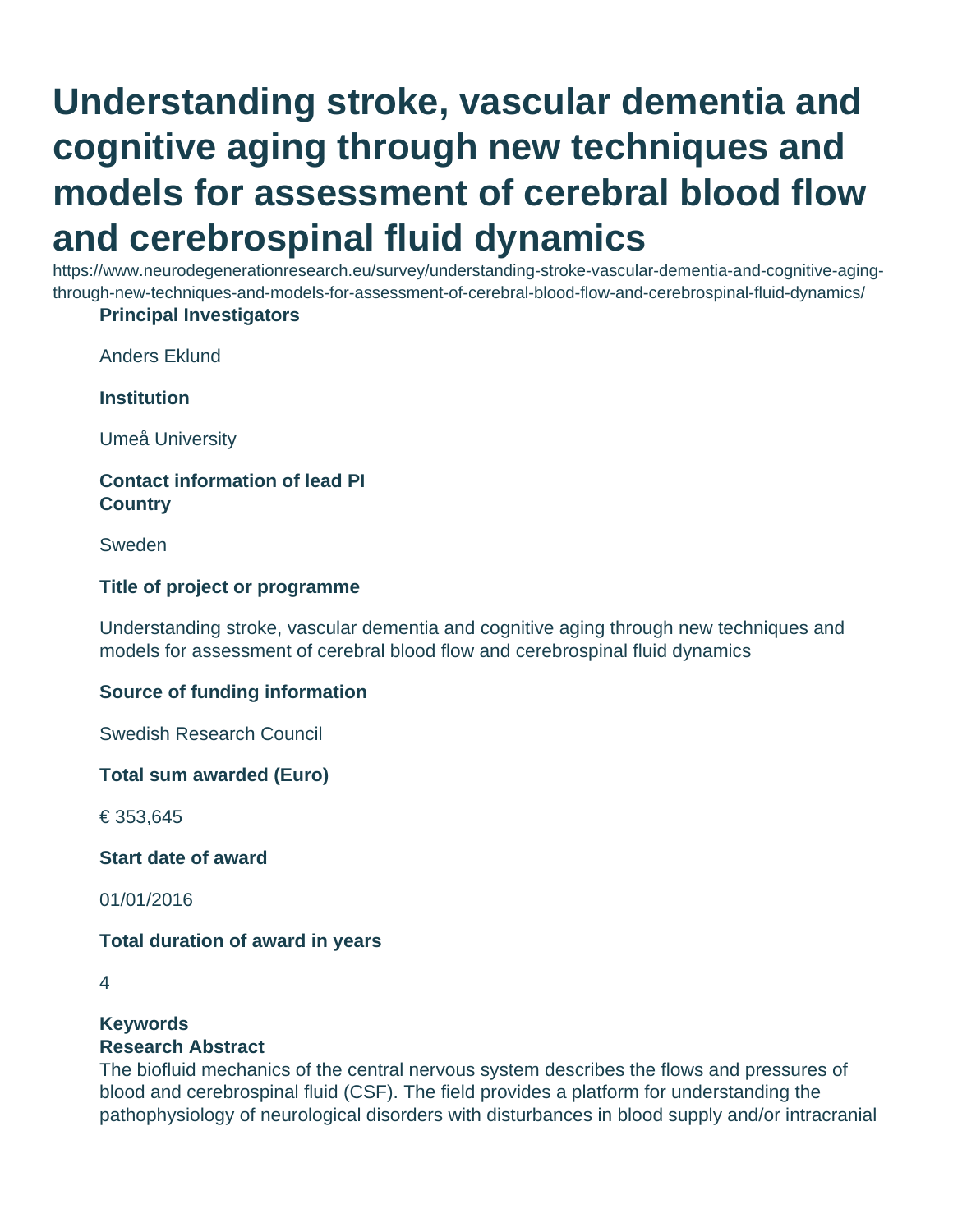# Understanding stroke, vascular dementia and cognitive aging through new techniques and models for assessment of cerebral blood flow and cerebrospinal fluid dynamics

https://www.neurodegenerationresearch.eu/survey/understanding-stroke-vascular-dementia-and-cognitive-aging-through-new-techniques-and-models-for-assessment-of-cerebral-blood-flow-and-cerebrospinal-fluid-dynamics/

**Principal Investigators**

Anders Eklund

**Institution**

Umeå University

**Contact information of lead PI**

**Country**

Sweden

**Title of project or programme**

Understanding stroke, vascular dementia and cognitive aging through new techniques and models for assessment of cerebral blood flow and cerebrospinal fluid dynamics

**Source of funding information**

Swedish Research Council

**Total sum awarded (Euro)**

€ 353,645

**Start date of award**

01/01/2016

**Total duration of award in years**

4

**Keywords**

**Research Abstract**

The biofluid mechanics of the central nervous system describes the flows and pressures of blood and cerebrospinal fluid (CSF). The field provides a platform for understanding the pathophysiology of neurological disorders with disturbances in blood supply and/or intracranial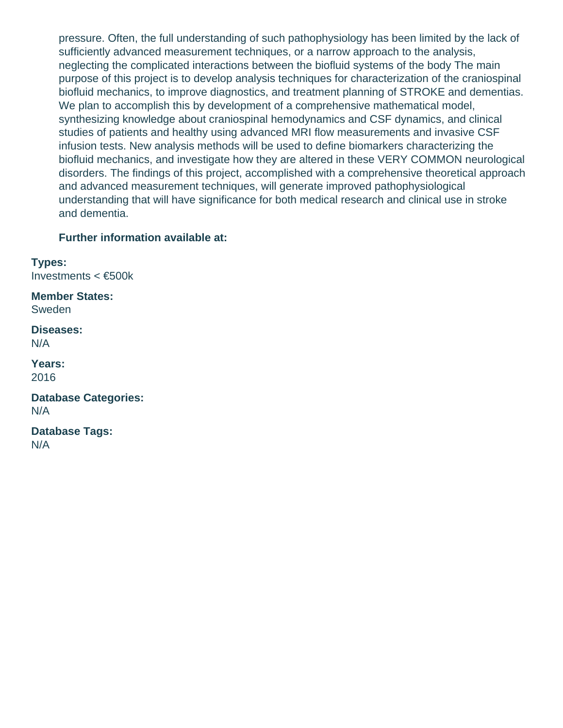pressure. Often, the full understanding of such pathophysiology has been limited by the lack of sufficiently advanced measurement techniques, or a narrow approach to the analysis, neglecting the complicated interactions between the biofluid systems of the body The main purpose of this project is to develop analysis techniques for characterization of the craniospinal biofluid mechanics, to improve diagnostics, and treatment planning of STROKE and dementias. We plan to accomplish this by development of a comprehensive mathematical model, synthesizing knowledge about craniospinal hemodynamics and CSF dynamics, and clinical studies of patients and healthy using advanced MRI flow measurements and invasive CSF infusion tests. New analysis methods will be used to define biomarkers characterizing the biofluid mechanics, and investigate how they are altered in these VERY COMMON neurological disorders. The findings of this project, accomplished with a comprehensive theoretical approach and advanced measurement techniques, will generate improved pathophysiological understanding that will have significance for both medical research and clinical use in stroke and dementia.

**Further information available at:**

**Types:**
Investments < €500k

**Member States:**
Sweden

**Diseases:**
N/A

**Years:**
2016

**Database Categories:**
N/A

**Database Tags:**
N/A